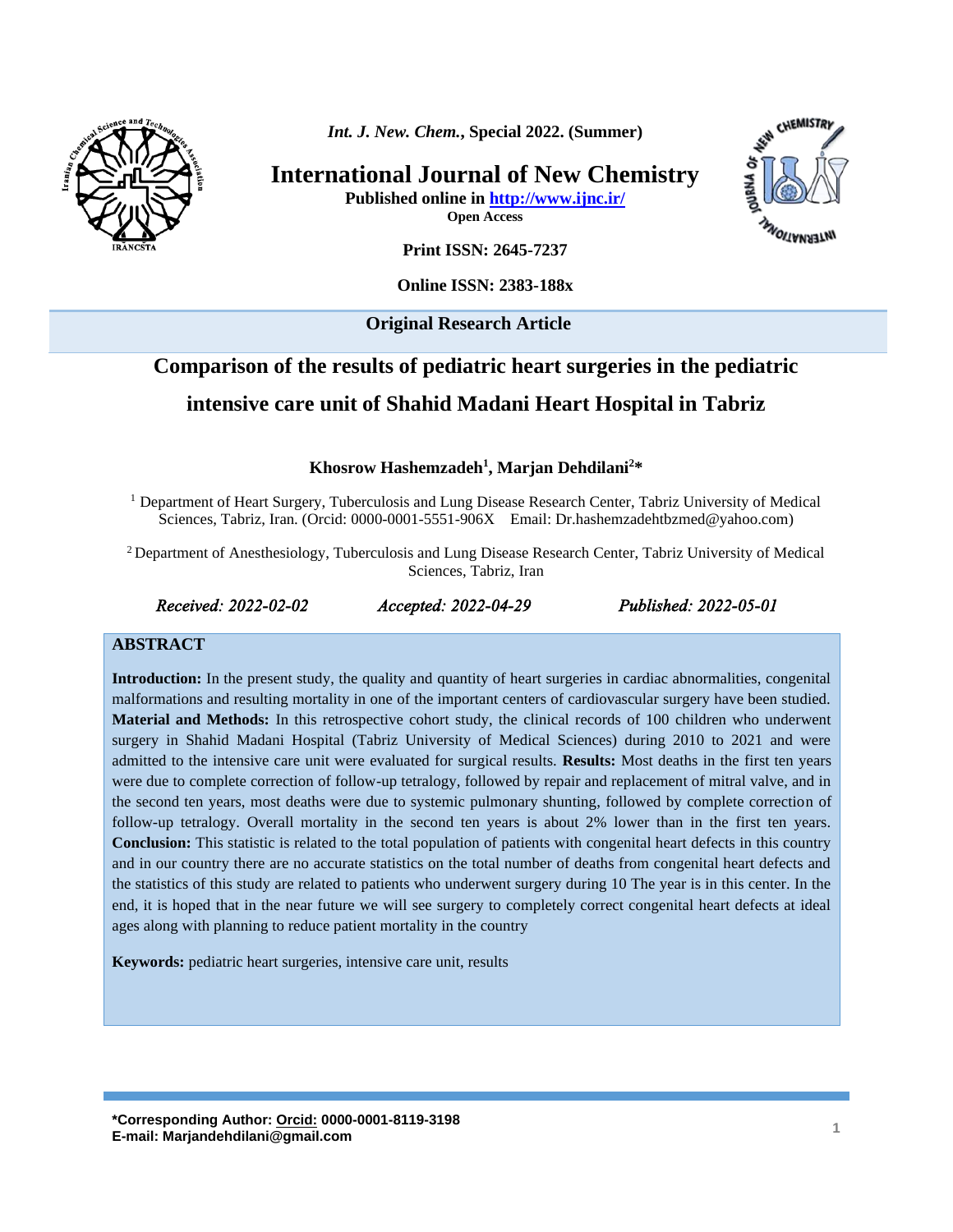*Int. J. New. Chem.*, **Special 2022. (Summer)**

**International Journal of New Chemistry**

**Published online in http://www.ijnc.ir/**

**Open Access**

**Print ISSN: 2645-7237**

**Online ISSN: 2383-188x**

**Original Research Article**

# Comparison of the results of pediatric heart surgeries in the pediatric intensive care unit of Shahid Madani Heart Hospital in Tabriz

**Khosrow Hashemzadeh[1], Marjan Dehdilani[2]***

[1] Department of Heart Surgery, Tuberculosis and Lung Disease Research Center, Tabriz University of Medical Sciences, Tabriz, Iran. (Orcid: 0000-0001-5551-906X Email: Dr.hashemzadehtbzmed@yahoo.com)

[2] Department of Anesthesiology, Tuberculosis and Lung Disease Research Center, Tabriz University of Medical Sciences, Tabriz, Iran

*Received: 2022-02-02* *Accepted: 2022-04-29* *Published: 2022-05-01*

## ABSTRACT

**Introduction:** In the present study, the quality and quantity of heart surgeries in cardiac abnormalities, congenital malformations and resulting mortality in one of the important centers of cardiovascular surgery have been studied. **Material and Methods:** In this retrospective cohort study, the clinical records of 100 children who underwent surgery in Shahid Madani Hospital (Tabriz University of Medical Sciences) during 2010 to 2021 and were admitted to the intensive care unit were evaluated for surgical results. **Results:** Most deaths in the first ten years were due to complete correction of follow-up tetralogy, followed by repair and replacement of mitral valve, and in the second ten years, most deaths were due to systemic pulmonary shunting, followed by complete correction of follow-up tetralogy. Overall mortality in the second ten years is about 2% lower than in the first ten years. **Conclusion:** This statistic is related to the total population of patients with congenital heart defects in this country and in our country there are no accurate statistics on the total number of deaths from congenital heart defects and the statistics of this study are related to patients who underwent surgery during 10 The year is in this center. In the end, it is hoped that in the near future we will see surgery to completely correct congenital heart defects at ideal ages along with planning to reduce patient mortality in the country

**Keywords:** pediatric heart surgeries, intensive care unit, results

**\*Corresponding Author: Orcid: 0000-0001-8119-3198**
**E-mail: Marjandehdilani@gmail.com**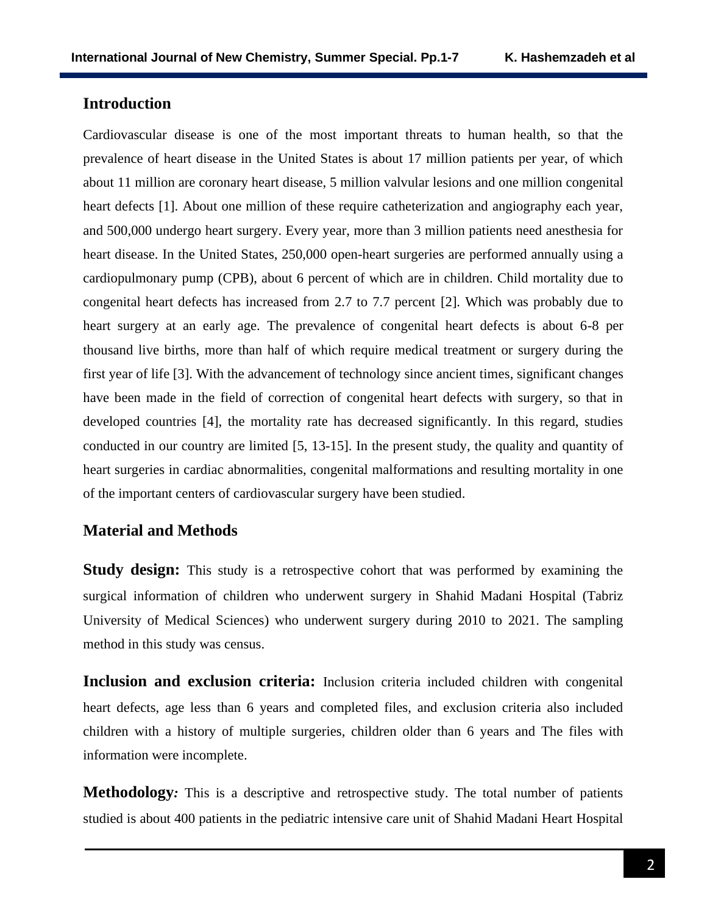## Introduction

Cardiovascular disease is one of the most important threats to human health, so that the prevalence of heart disease in the United States is about 17 million patients per year, of which about 11 million are coronary heart disease, 5 million valvular lesions and one million congenital heart defects [1]. About one million of these require catheterization and angiography each year, and 500,000 undergo heart surgery. Every year, more than 3 million patients need anesthesia for heart disease. In the United States, 250,000 open-heart surgeries are performed annually using a cardiopulmonary pump (CPB), about 6 percent of which are in children. Child mortality due to congenital heart defects has increased from 2.7 to 7.7 percent [2]. Which was probably due to heart surgery at an early age. The prevalence of congenital heart defects is about 6-8 per thousand live births, more than half of which require medical treatment or surgery during the first year of life [3]. With the advancement of technology since ancient times, significant changes have been made in the field of correction of congenital heart defects with surgery, so that in developed countries [4], the mortality rate has decreased significantly. In this regard, studies conducted in our country are limited [5, 13-15]. In the present study, the quality and quantity of heart surgeries in cardiac abnormalities, congenital malformations and resulting mortality in one of the important centers of cardiovascular surgery have been studied.

## Material and Methods

**Study design:** This study is a retrospective cohort that was performed by examining the surgical information of children who underwent surgery in Shahid Madani Hospital (Tabriz University of Medical Sciences) who underwent surgery during 2010 to 2021. The sampling method in this study was census.

**Inclusion and exclusion criteria:** Inclusion criteria included children with congenital heart defects, age less than 6 years and completed files, and exclusion criteria also included children with a history of multiple surgeries, children older than 6 years and The files with information were incomplete.

**Methodology***:* This is a descriptive and retrospective study. The total number of patients studied is about 400 patients in the pediatric intensive care unit of Shahid Madani Heart Hospital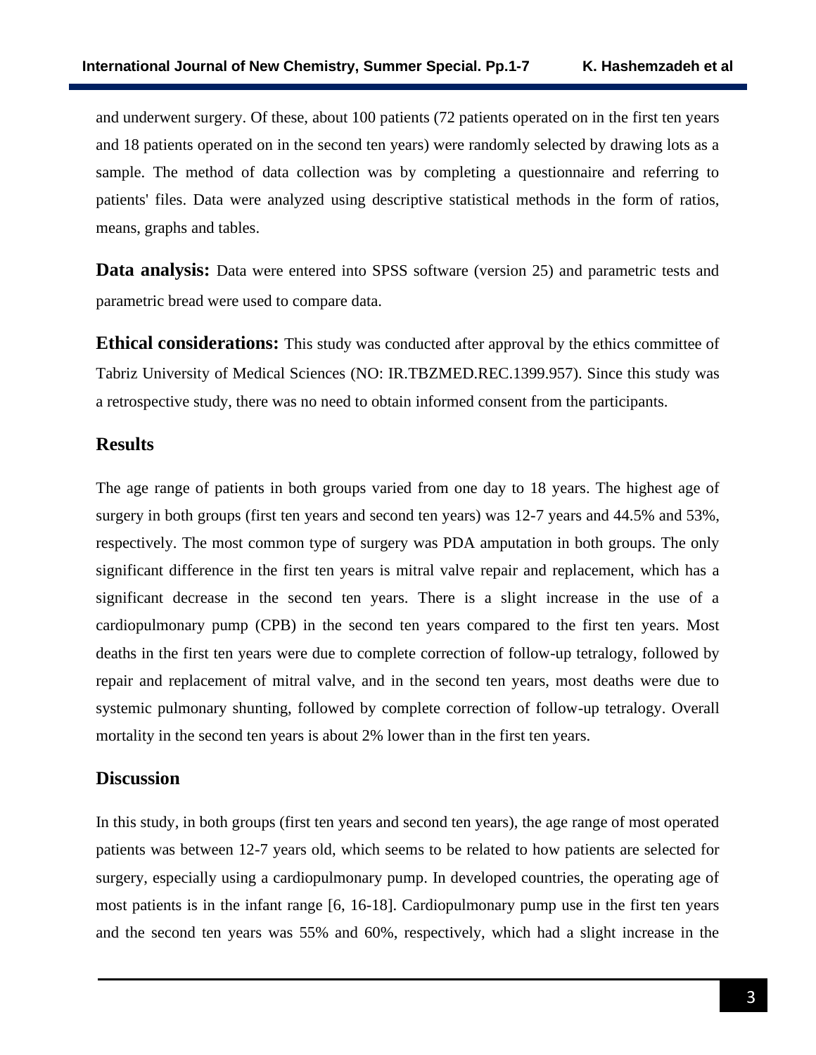and underwent surgery. Of these, about 100 patients (72 patients operated on in the first ten years and 18 patients operated on in the second ten years) were randomly selected by drawing lots as a sample. The method of data collection was by completing a questionnaire and referring to patients' files. Data were analyzed using descriptive statistical methods in the form of ratios, means, graphs and tables.

**Data analysis:** Data were entered into SPSS software (version 25) and parametric tests and parametric bread were used to compare data.

**Ethical considerations:** This study was conducted after approval by the ethics committee of Tabriz University of Medical Sciences (NO: IR.TBZMED.REC.1399.957). Since this study was a retrospective study, there was no need to obtain informed consent from the participants.

## Results

The age range of patients in both groups varied from one day to 18 years. The highest age of surgery in both groups (first ten years and second ten years) was 12-7 years and 44.5% and 53%, respectively. The most common type of surgery was PDA amputation in both groups. The only significant difference in the first ten years is mitral valve repair and replacement, which has a significant decrease in the second ten years. There is a slight increase in the use of a cardiopulmonary pump (CPB) in the second ten years compared to the first ten years. Most deaths in the first ten years were due to complete correction of follow-up tetralogy, followed by repair and replacement of mitral valve, and in the second ten years, most deaths were due to systemic pulmonary shunting, followed by complete correction of follow-up tetralogy. Overall mortality in the second ten years is about 2% lower than in the first ten years.

## Discussion

In this study, in both groups (first ten years and second ten years), the age range of most operated patients was between 12-7 years old, which seems to be related to how patients are selected for surgery, especially using a cardiopulmonary pump. In developed countries, the operating age of most patients is in the infant range [6, 16-18]. Cardiopulmonary pump use in the first ten years and the second ten years was 55% and 60%, respectively, which had a slight increase in the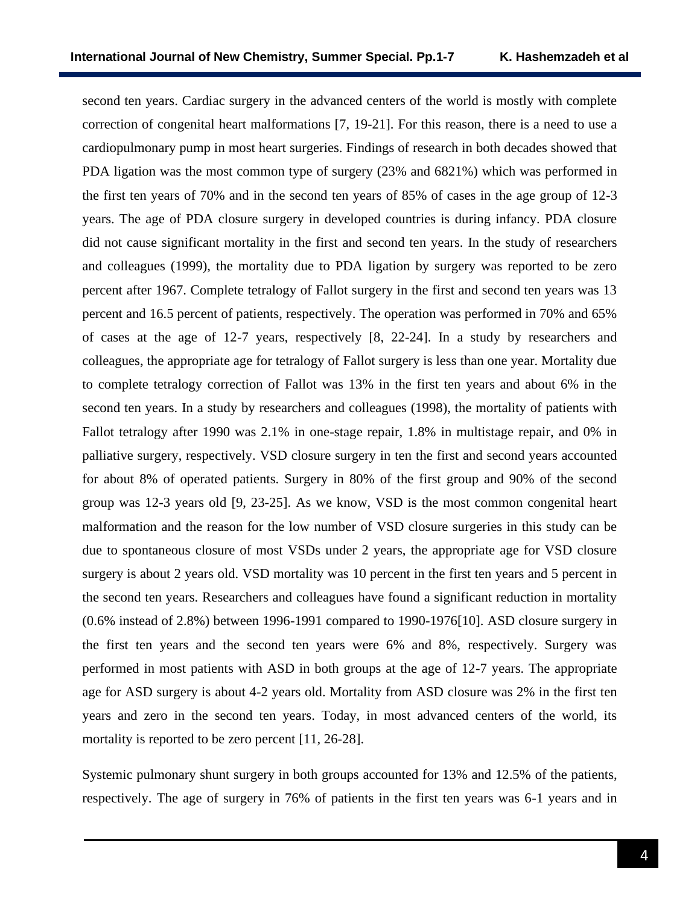second ten years. Cardiac surgery in the advanced centers of the world is mostly with complete correction of congenital heart malformations [7, 19-21]. For this reason, there is a need to use a cardiopulmonary pump in most heart surgeries. Findings of research in both decades showed that PDA ligation was the most common type of surgery (23% and 6821%) which was performed in the first ten years of 70% and in the second ten years of 85% of cases in the age group of 12-3 years. The age of PDA closure surgery in developed countries is during infancy. PDA closure did not cause significant mortality in the first and second ten years. In the study of researchers and colleagues (1999), the mortality due to PDA ligation by surgery was reported to be zero percent after 1967. Complete tetralogy of Fallot surgery in the first and second ten years was 13 percent and 16.5 percent of patients, respectively. The operation was performed in 70% and 65% of cases at the age of 12-7 years, respectively [8, 22-24]. In a study by researchers and colleagues, the appropriate age for tetralogy of Fallot surgery is less than one year. Mortality due to complete tetralogy correction of Fallot was 13% in the first ten years and about 6% in the second ten years. In a study by researchers and colleagues (1998), the mortality of patients with Fallot tetralogy after 1990 was 2.1% in one-stage repair, 1.8% in multistage repair, and 0% in palliative surgery, respectively. VSD closure surgery in ten the first and second years accounted for about 8% of operated patients. Surgery in 80% of the first group and 90% of the second group was 12-3 years old [9, 23-25]. As we know, VSD is the most common congenital heart malformation and the reason for the low number of VSD closure surgeries in this study can be due to spontaneous closure of most VSDs under 2 years, the appropriate age for VSD closure surgery is about 2 years old. VSD mortality was 10 percent in the first ten years and 5 percent in the second ten years. Researchers and colleagues have found a significant reduction in mortality (0.6% instead of 2.8%) between 1996-1991 compared to 1990-1976[10]. ASD closure surgery in the first ten years and the second ten years were 6% and 8%, respectively. Surgery was performed in most patients with ASD in both groups at the age of 12-7 years. The appropriate age for ASD surgery is about 4-2 years old. Mortality from ASD closure was 2% in the first ten years and zero in the second ten years. Today, in most advanced centers of the world, its mortality is reported to be zero percent [11, 26-28].

Systemic pulmonary shunt surgery in both groups accounted for 13% and 12.5% of the patients, respectively. The age of surgery in 76% of patients in the first ten years was 6-1 years and in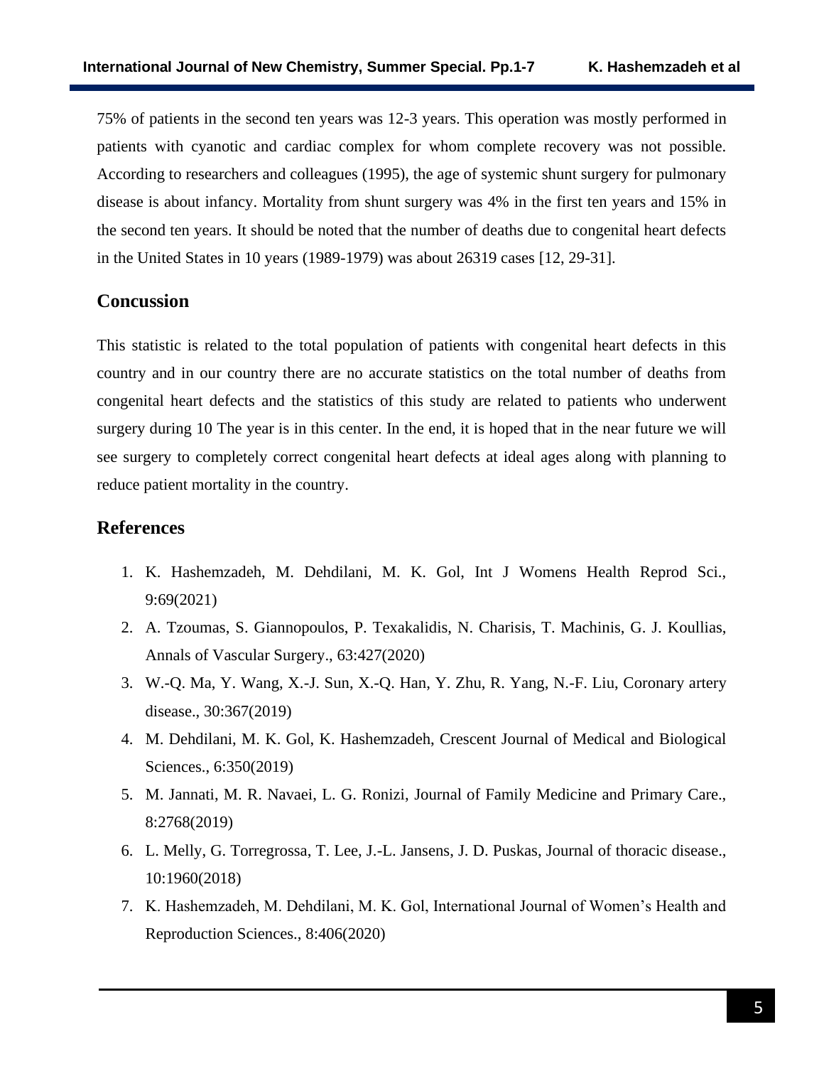75% of patients in the second ten years was 12-3 years. This operation was mostly performed in patients with cyanotic and cardiac complex for whom complete recovery was not possible. According to researchers and colleagues (1995), the age of systemic shunt surgery for pulmonary disease is about infancy. Mortality from shunt surgery was 4% in the first ten years and 15% in the second ten years. It should be noted that the number of deaths due to congenital heart defects in the United States in 10 years (1989-1979) was about 26319 cases [12, 29-31].

## Concussion

This statistic is related to the total population of patients with congenital heart defects in this country and in our country there are no accurate statistics on the total number of deaths from congenital heart defects and the statistics of this study are related to patients who underwent surgery during 10 The year is in this center. In the end, it is hoped that in the near future we will see surgery to completely correct congenital heart defects at ideal ages along with planning to reduce patient mortality in the country.

## References

1. K. Hashemzadeh, M. Dehdilani, M. K. Gol, Int J Womens Health Reprod Sci., 9:69(2021)
2. A. Tzoumas, S. Giannopoulos, P. Texakalidis, N. Charisis, T. Machinis, G. J. Koullias, Annals of Vascular Surgery., 63:427(2020)
3. W.-Q. Ma, Y. Wang, X.-J. Sun, X.-Q. Han, Y. Zhu, R. Yang, N.-F. Liu, Coronary artery disease., 30:367(2019)
4. M. Dehdilani, M. K. Gol, K. Hashemzadeh, Crescent Journal of Medical and Biological Sciences., 6:350(2019)
5. M. Jannati, M. R. Navaei, L. G. Ronizi, Journal of Family Medicine and Primary Care., 8:2768(2019)
6. L. Melly, G. Torregrossa, T. Lee, J.-L. Jansens, J. D. Puskas, Journal of thoracic disease., 10:1960(2018)
7. K. Hashemzadeh, M. Dehdilani, M. K. Gol, International Journal of Women's Health and Reproduction Sciences., 8:406(2020)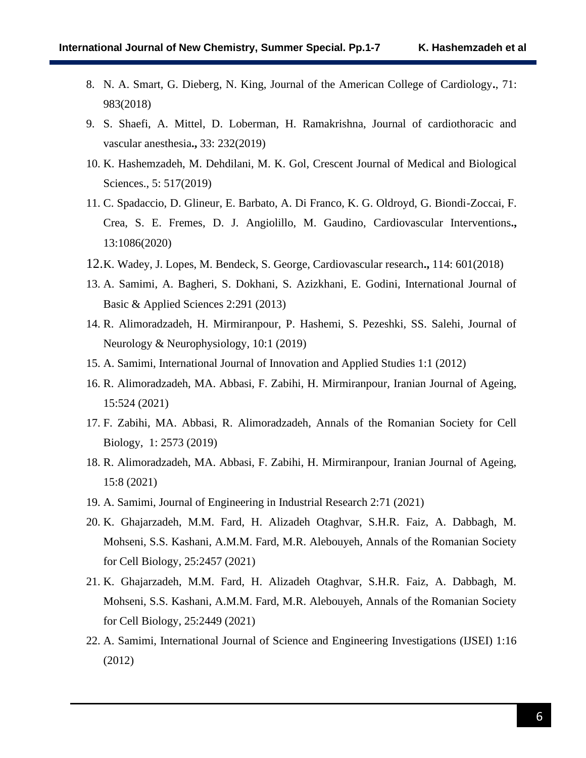8. N. A. Smart, G. Dieberg, N. King, Journal of the American College of Cardiology., 71: 983(2018)
9. S. Shaefi, A. Mittel, D. Loberman, H. Ramakrishna, Journal of cardiothoracic and vascular anesthesia., 33: 232(2019)
10. K. Hashemzadeh, M. Dehdilani, M. K. Gol, Crescent Journal of Medical and Biological Sciences., 5: 517(2019)
11. C. Spadaccio, D. Glineur, E. Barbato, A. Di Franco, K. G. Oldroyd, G. Biondi-Zoccai, F. Crea, S. E. Fremes, D. J. Angiolillo, M. Gaudino, Cardiovascular Interventions., 13:1086(2020)
12. K. Wadey, J. Lopes, M. Bendeck, S. George, Cardiovascular research., 114: 601(2018)
13. A. Samimi, A. Bagheri, S. Dokhani, S. Azizkhani, E. Godini, International Journal of Basic & Applied Sciences 2:291 (2013)
14. R. Alimoradzadeh, H. Mirmiranpour, P. Hashemi, S. Pezeshki, SS. Salehi, Journal of Neurology & Neurophysiology, 10:1 (2019)
15. A. Samimi, International Journal of Innovation and Applied Studies 1:1 (2012)
16. R. Alimoradzadeh, MA. Abbasi, F. Zabihi, H. Mirmiranpour, Iranian Journal of Ageing, 15:524 (2021)
17. F. Zabihi, MA. Abbasi, R. Alimoradzadeh, Annals of the Romanian Society for Cell Biology, 1: 2573 (2019)
18. R. Alimoradzadeh, MA. Abbasi, F. Zabihi, H. Mirmiranpour, Iranian Journal of Ageing, 15:8 (2021)
19. A. Samimi, Journal of Engineering in Industrial Research 2:71 (2021)
20. K. Ghajarzadeh, M.M. Fard, H. Alizadeh Otaghvar, S.H.R. Faiz, A. Dabbagh, M. Mohseni, S.S. Kashani, A.M.M. Fard, M.R. Alebouyeh, Annals of the Romanian Society for Cell Biology, 25:2457 (2021)
21. K. Ghajarzadeh, M.M. Fard, H. Alizadeh Otaghvar, S.H.R. Faiz, A. Dabbagh, M. Mohseni, S.S. Kashani, A.M.M. Fard, M.R. Alebouyeh, Annals of the Romanian Society for Cell Biology, 25:2449 (2021)
22. A. Samimi, International Journal of Science and Engineering Investigations (IJSEI) 1:16 (2012)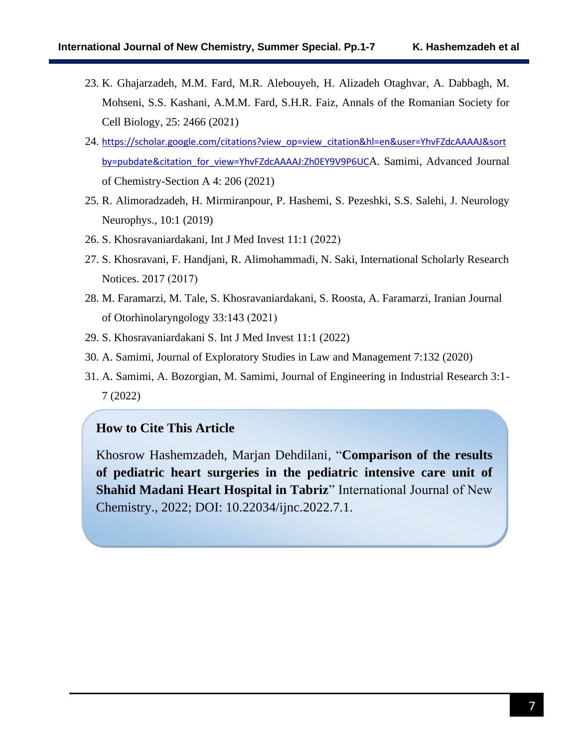23. K. Ghajarzadeh, M.M. Fard, M.R. Alebouyeh, H. Alizadeh Otaghvar, A. Dabbagh, M. Mohseni, S.S. Kashani, A.M.M. Fard, S.H.R. Faiz, Annals of the Romanian Society for Cell Biology, 25: 2466 (2021)
24. https://scholar.google.com/citations?view_op=view_citation&hl=en&user=YhvFZdcAAAAJ&sortby=pubdate&citation_for_view=YhvFZdcAAAAJ:Zh0EY9V9P6UCA. Samimi, Advanced Journal of Chemistry-Section A 4: 206 (2021)
25. R. Alimoradzadeh, H. Mirmiranpour, P. Hashemi, S. Pezeshki, S.S. Salehi, J. Neurology Neurophys., 10:1 (2019)
26. S. Khosravaniardakani, Int J Med Invest 11:1 (2022)
27. S. Khosravani, F. Handjani, R. Alimohammadi, N. Saki, International Scholarly Research Notices. 2017 (2017)
28. M. Faramarzi, M. Tale, S. Khosravaniardakani, S. Roosta, A. Faramarzi, Iranian Journal of Otorhinolaryngology 33:143 (2021)
29. S. Khosravaniardakani S. Int J Med Invest 11:1 (2022)
30. A. Samimi, Journal of Exploratory Studies in Law and Management 7:132 (2020)
31. A. Samimi, A. Bozorgian, M. Samimi, Journal of Engineering in Industrial Research 3:1-7 (2022)

### How to Cite This Article

Khosrow Hashemzadeh, Marjan Dehdilani, "**Comparison of the results of pediatric heart surgeries in the pediatric intensive care unit of Shahid Madani Heart Hospital in Tabriz**" International Journal of New Chemistry., 2022; DOI: 10.22034/ijnc.2022.7.1.